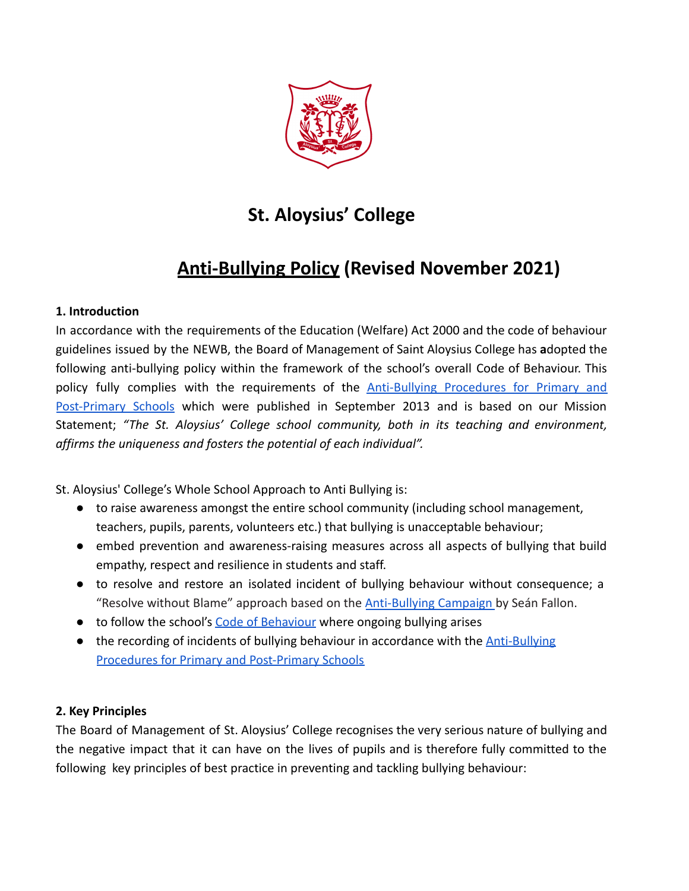# St. Aloysius' College

## Anti-Bullying Policy (Revised November 2021)

**1. Introduction**

In accordance with the requirements of the Education (Welfare) Act 2000 and the code of behaviour guidelines issued by the NEWB, the Board of Management of Saint Aloysius College has **a**dopted the following anti-bullying policy within the framework of the school's overall Code of Behaviour. This policy fully complies with the requirements of the Anti-Bullying Procedures for Primary and Post-Primary Schools which were published in September 2013 and is based on our Mission Statement; *"The St. Aloysius' College school community, both in its teaching and environment, affirms the uniqueness and fosters the potential of each individual".*

St. Aloysius' College's Whole School Approach to Anti Bullying is:

- to raise awareness amongst the entire school community (including school management, teachers, pupils, parents, volunteers etc.) that bullying is unacceptable behaviour;
- embed prevention and awareness-raising measures across all aspects of bullying that build empathy, respect and resilience in students and staff.
- to resolve and restore an isolated incident of bullying behaviour without consequence; a "Resolve without Blame" approach based on the Anti-Bullying Campaign by Seán Fallon.
- to follow the school's Code of Behaviour where ongoing bullying arises
- the recording of incidents of bullying behaviour in accordance with the Anti-Bullying Procedures for Primary and Post-Primary Schools

**2. Key Principles**

The Board of Management of St. Aloysius' College recognises the very serious nature of bullying and the negative impact that it can have on the lives of pupils and is therefore fully committed to the following key principles of best practice in preventing and tackling bullying behaviour: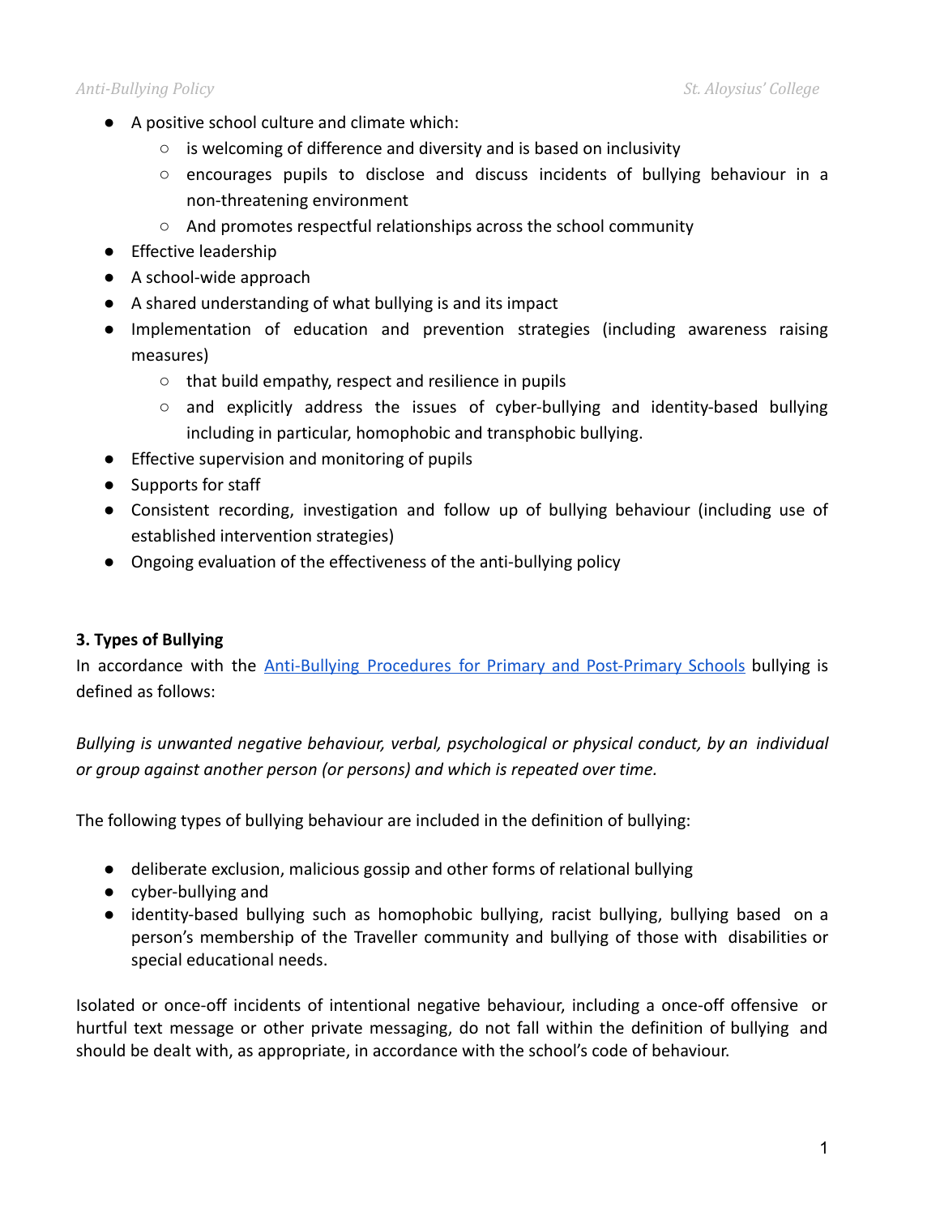- A positive school culture and climate which:
    - is welcoming of difference and diversity and is based on inclusivity
    - encourages pupils to disclose and discuss incidents of bullying behaviour in a non-threatening environment
    - And promotes respectful relationships across the school community
- Effective leadership
- A school-wide approach
- A shared understanding of what bullying is and its impact
- Implementation of education and prevention strategies (including awareness raising measures)
    - that build empathy, respect and resilience in pupils
    - and explicitly address the issues of cyber-bullying and identity-based bullying including in particular, homophobic and transphobic bullying.
- Effective supervision and monitoring of pupils
- Supports for staff
- Consistent recording, investigation and follow up of bullying behaviour (including use of established intervention strategies)
- Ongoing evaluation of the effectiveness of the anti-bullying policy

**3. Types of Bullying**

In accordance with the Anti-Bullying Procedures for Primary and Post-Primary Schools bullying is defined as follows:

*Bullying is unwanted negative behaviour, verbal, psychological or physical conduct, by an individual or group against another person (or persons) and which is repeated over time.*

The following types of bullying behaviour are included in the definition of bullying:

- deliberate exclusion, malicious gossip and other forms of relational bullying
- cyber-bullying and
- identity-based bullying such as homophobic bullying, racist bullying, bullying based on a person's membership of the Traveller community and bullying of those with disabilities or special educational needs.

Isolated or once-off incidents of intentional negative behaviour, including a once-off offensive or hurtful text message or other private messaging, do not fall within the definition of bullying and should be dealt with, as appropriate, in accordance with the school's code of behaviour.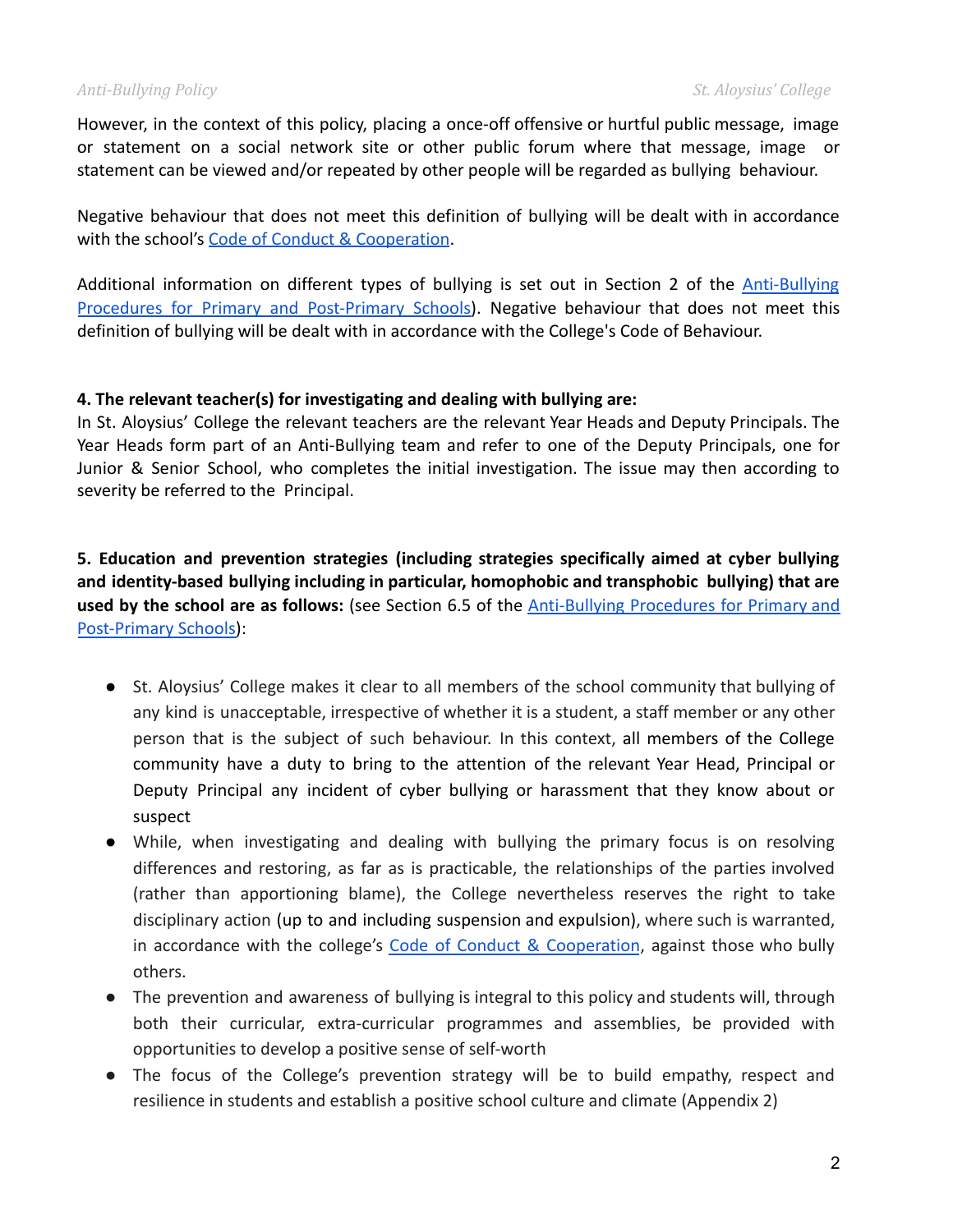However, in the context of this policy, placing a once-off offensive or hurtful public message, image or statement on a social network site or other public forum where that message, image or statement can be viewed and/or repeated by other people will be regarded as bullying behaviour.

Negative behaviour that does not meet this definition of bullying will be dealt with in accordance with the school's Code of Conduct & Cooperation.

Additional information on different types of bullying is set out in Section 2 of the Anti-Bullying Procedures for Primary and Post-Primary Schools). Negative behaviour that does not meet this definition of bullying will be dealt with in accordance with the College's Code of Behaviour.

**4. The relevant teacher(s) for investigating and dealing with bullying are:**

In St. Aloysius' College the relevant teachers are the relevant Year Heads and Deputy Principals. The Year Heads form part of an Anti-Bullying team and refer to one of the Deputy Principals, one for Junior & Senior School, who completes the initial investigation. The issue may then according to severity be referred to the Principal.

**5. Education and prevention strategies (including strategies specifically aimed at cyber bullying and identity-based bullying including in particular, homophobic and transphobic bullying) that are used by the school are as follows:** (see Section 6.5 of the Anti-Bullying Procedures for Primary and Post-Primary Schools):

- St. Aloysius' College makes it clear to all members of the school community that bullying of any kind is unacceptable, irrespective of whether it is a student, a staff member or any other person that is the subject of such behaviour. In this context, all members of the College community have a duty to bring to the attention of the relevant Year Head, Principal or Deputy Principal any incident of cyber bullying or harassment that they know about or suspect
- While, when investigating and dealing with bullying the primary focus is on resolving differences and restoring, as far as is practicable, the relationships of the parties involved (rather than apportioning blame), the College nevertheless reserves the right to take disciplinary action (up to and including suspension and expulsion), where such is warranted, in accordance with the college's Code of Conduct & Cooperation, against those who bully others.
- The prevention and awareness of bullying is integral to this policy and students will, through both their curricular, extra-curricular programmes and assemblies, be provided with opportunities to develop a positive sense of self-worth
- The focus of the College's prevention strategy will be to build empathy, respect and resilience in students and establish a positive school culture and climate (Appendix 2)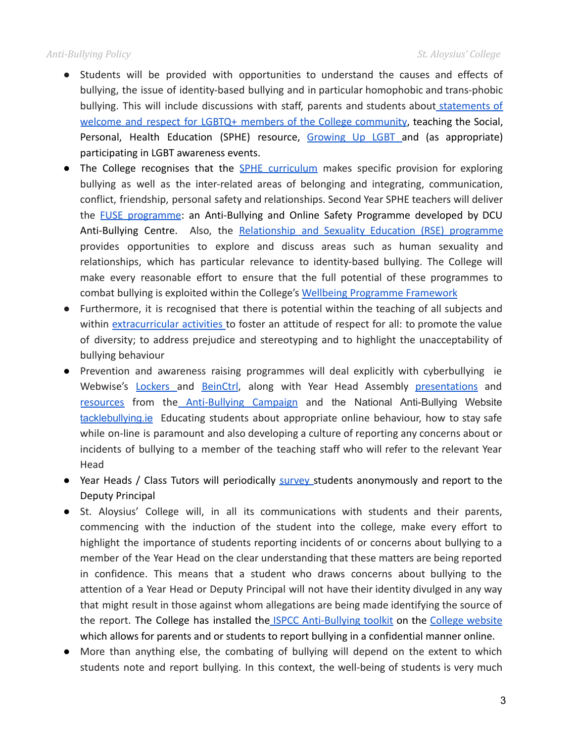- Students will be provided with opportunities to understand the causes and effects of bullying, the issue of identity-based bullying and in particular homophobic and trans-phobic bullying. This will include discussions with staff, parents and students about statements of welcome and respect for LGBTQ+ members of the College community, teaching the Social, Personal, Health Education (SPHE) resource, Growing Up LGBT and (as appropriate) participating in LGBT awareness events.
- The College recognises that the SPHE curriculum makes specific provision for exploring bullying as well as the inter-related areas of belonging and integrating, communication, conflict, friendship, personal safety and relationships. Second Year SPHE teachers will deliver the FUSE programme: an Anti-Bullying and Online Safety Programme developed by DCU Anti-Bullying Centre. Also, the Relationship and Sexuality Education (RSE) programme provides opportunities to explore and discuss areas such as human sexuality and relationships, which has particular relevance to identity-based bullying. The College will make every reasonable effort to ensure that the full potential of these programmes to combat bullying is exploited within the College's Wellbeing Programme Framework
- Furthermore, it is recognised that there is potential within the teaching of all subjects and within extracurricular activities to foster an attitude of respect for all: to promote the value of diversity; to address prejudice and stereotyping and to highlight the unacceptability of bullying behaviour
- Prevention and awareness raising programmes will deal explicitly with cyberbullying ie Webwise's Lockers and BeinCtrl, along with Year Head Assembly presentations and resources from the Anti-Bullying Campaign and the National Anti-Bullying Website tacklebullying.ie Educating students about appropriate online behaviour, how to stay safe while on-line is paramount and also developing a culture of reporting any concerns about or incidents of bullying to a member of the teaching staff who will refer to the relevant Year Head
- Year Heads / Class Tutors will periodically survey students anonymously and report to the Deputy Principal
- St. Aloysius' College will, in all its communications with students and their parents, commencing with the induction of the student into the college, make every effort to highlight the importance of students reporting incidents of or concerns about bullying to a member of the Year Head on the clear understanding that these matters are being reported in confidence. This means that a student who draws concerns about bullying to the attention of a Year Head or Deputy Principal will not have their identity divulged in any way that might result in those against whom allegations are being made identifying the source of the report. The College has installed the ISPCC Anti-Bullying toolkit on the College website which allows for parents and or students to report bullying in a confidential manner online.
- More than anything else, the combating of bullying will depend on the extent to which students note and report bullying. In this context, the well-being of students is very much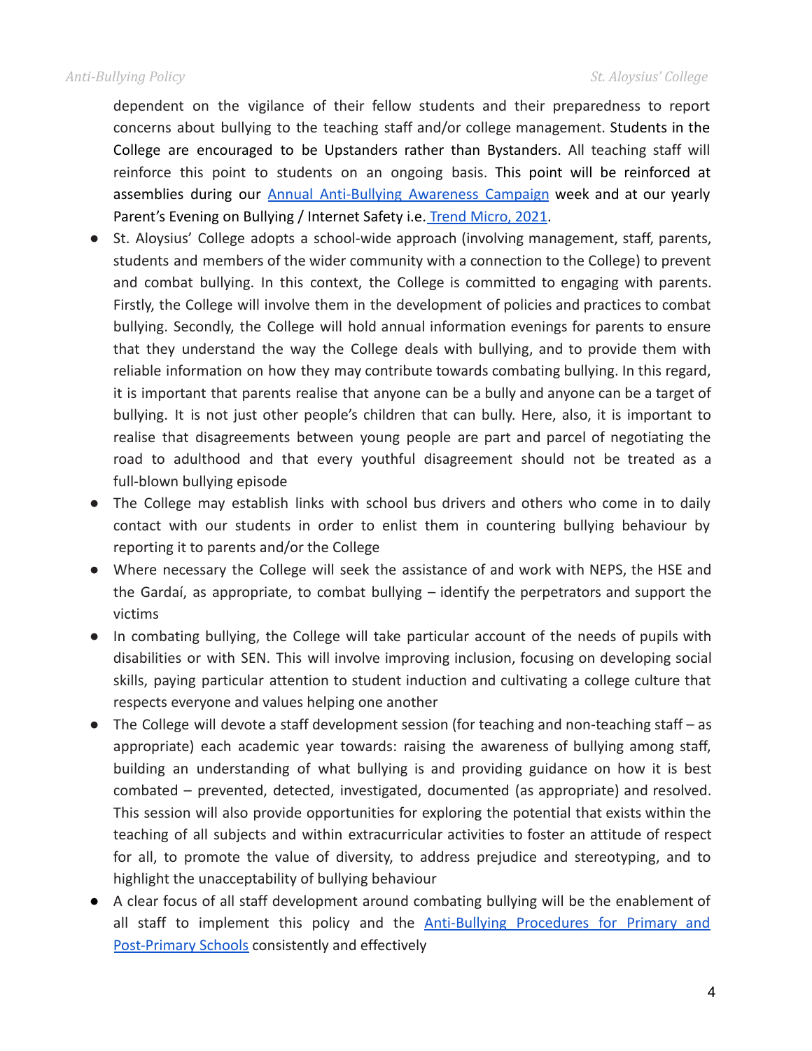dependent on the vigilance of their fellow students and their preparedness to report concerns about bullying to the teaching staff and/or college management. Students in the College are encouraged to be Upstanders rather than Bystanders. All teaching staff will reinforce this point to students on an ongoing basis. This point will be reinforced at assemblies during our [Annual Anti-Bullying Awareness Campaign](#) week and at our yearly Parent's Evening on Bullying / Internet Safety i.e. [Trend Micro, 2021](#).

- St. Aloysius' College adopts a school-wide approach (involving management, staff, parents, students and members of the wider community with a connection to the College) to prevent and combat bullying. In this context, the College is committed to engaging with parents. Firstly, the College will involve them in the development of policies and practices to combat bullying. Secondly, the College will hold annual information evenings for parents to ensure that they understand the way the College deals with bullying, and to provide them with reliable information on how they may contribute towards combating bullying. In this regard, it is important that parents realise that anyone can be a bully and anyone can be a target of bullying. It is not just other people's children that can bully. Here, also, it is important to realise that disagreements between young people are part and parcel of negotiating the road to adulthood and that every youthful disagreement should not be treated as a full-blown bullying episode
- The College may establish links with school bus drivers and others who come in to daily contact with our students in order to enlist them in countering bullying behaviour by reporting it to parents and/or the College
- Where necessary the College will seek the assistance of and work with NEPS, the HSE and the Gardaí, as appropriate, to combat bullying – identify the perpetrators and support the victims
- In combating bullying, the College will take particular account of the needs of pupils with disabilities or with SEN. This will involve improving inclusion, focusing on developing social skills, paying particular attention to student induction and cultivating a college culture that respects everyone and values helping one another
- The College will devote a staff development session (for teaching and non-teaching staff – as appropriate) each academic year towards: raising the awareness of bullying among staff, building an understanding of what bullying is and providing guidance on how it is best combated – prevented, detected, investigated, documented (as appropriate) and resolved. This session will also provide opportunities for exploring the potential that exists within the teaching of all subjects and within extracurricular activities to foster an attitude of respect for all, to promote the value of diversity, to address prejudice and stereotyping, and to highlight the unacceptability of bullying behaviour
- A clear focus of all staff development around combating bullying will be the enablement of all staff to implement this policy and the [Anti-Bullying Procedures for Primary and Post-Primary Schools](#) consistently and effectively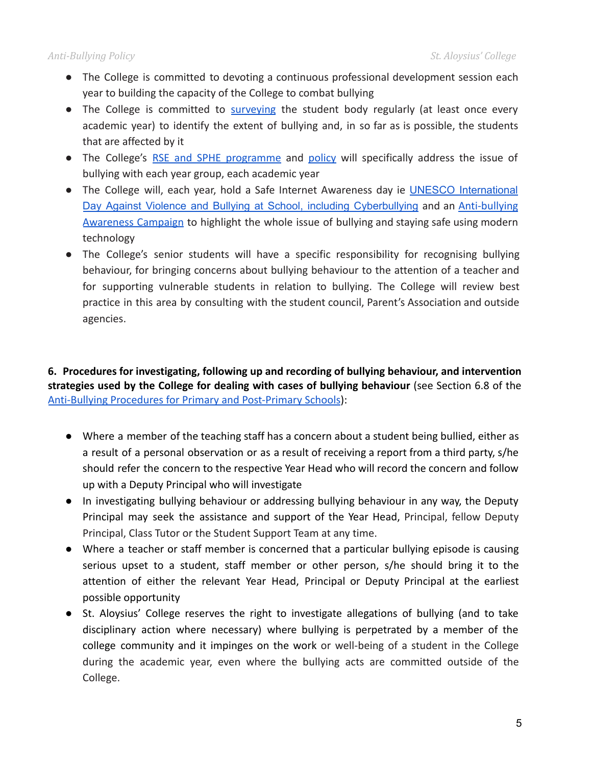- The College is committed to devoting a continuous professional development session each year to building the capacity of the College to combat bullying
- The College is committed to surveying the student body regularly (at least once every academic year) to identify the extent of bullying and, in so far as is possible, the students that are affected by it
- The College's RSE and SPHE programme and policy will specifically address the issue of bullying with each year group, each academic year
- The College will, each year, hold a Safe Internet Awareness day ie UNESCO International Day Against Violence and Bullying at School, including Cyberbullying and an Anti-bullying Awareness Campaign to highlight the whole issue of bullying and staying safe using modern technology
- The College's senior students will have a specific responsibility for recognising bullying behaviour, for bringing concerns about bullying behaviour to the attention of a teacher and for supporting vulnerable students in relation to bullying. The College will review best practice in this area by consulting with the student council, Parent's Association and outside agencies.

**6. Procedures for investigating, following up and recording of bullying behaviour, and intervention strategies used by the College for dealing with cases of bullying behaviour** (see Section 6.8 of the Anti-Bullying Procedures for Primary and Post-Primary Schools):

- Where a member of the teaching staff has a concern about a student being bullied, either as a result of a personal observation or as a result of receiving a report from a third party, s/he should refer the concern to the respective Year Head who will record the concern and follow up with a Deputy Principal who will investigate
- In investigating bullying behaviour or addressing bullying behaviour in any way, the Deputy Principal may seek the assistance and support of the Year Head, Principal, fellow Deputy Principal, Class Tutor or the Student Support Team at any time.
- Where a teacher or staff member is concerned that a particular bullying episode is causing serious upset to a student, staff member or other person, s/he should bring it to the attention of either the relevant Year Head, Principal or Deputy Principal at the earliest possible opportunity
- St. Aloysius' College reserves the right to investigate allegations of bullying (and to take disciplinary action where necessary) where bullying is perpetrated by a member of the college community and it impinges on the work or well-being of a student in the College during the academic year, even where the bullying acts are committed outside of the College.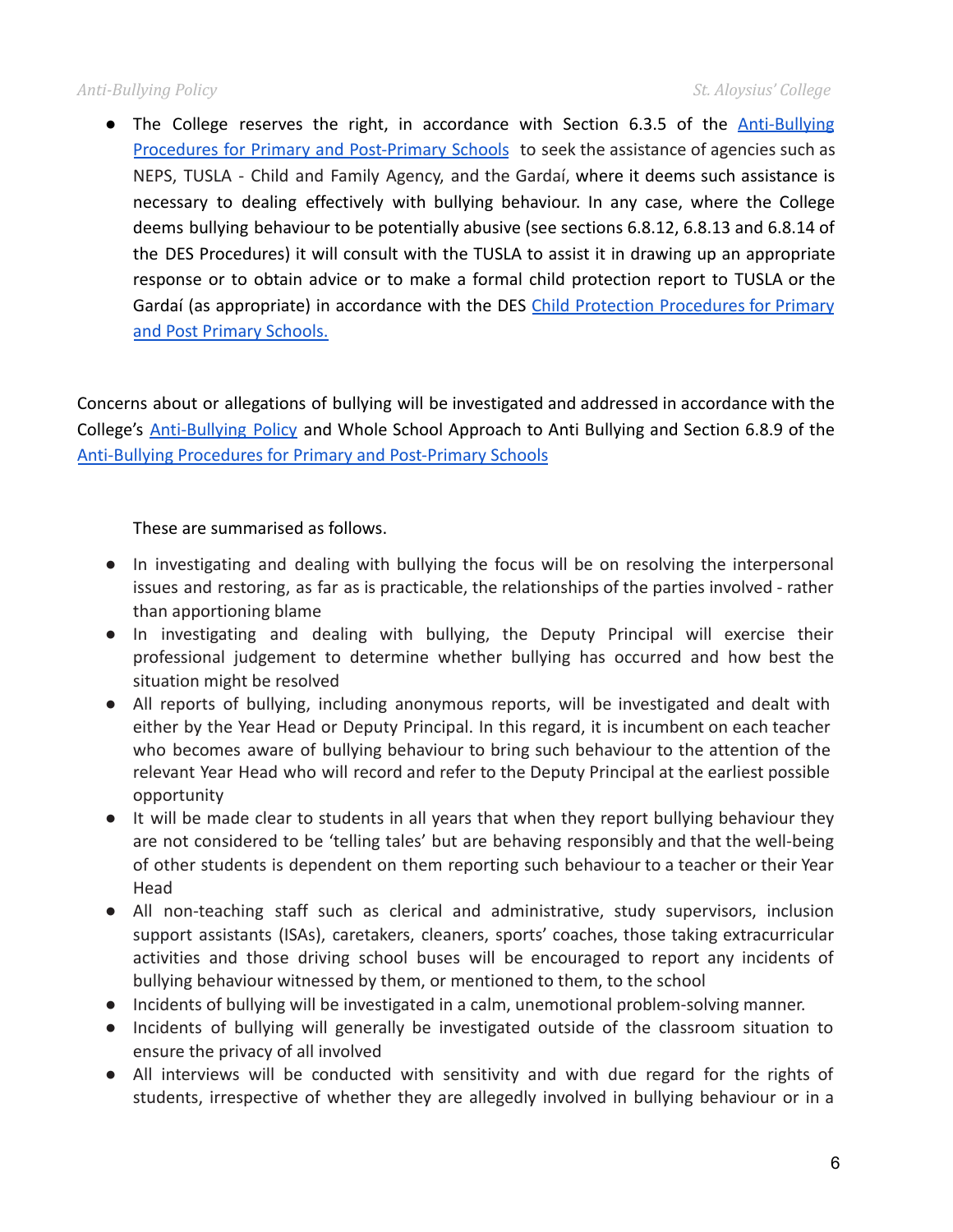- The College reserves the right, in accordance with Section 6.3.5 of the [Anti-Bullying Procedures for Primary and Post-Primary Schools](#) to seek the assistance of agencies such as NEPS, TUSLA - Child and Family Agency, and the Gardaí, where it deems such assistance is necessary to dealing effectively with bullying behaviour. In any case, where the College deems bullying behaviour to be potentially abusive (see sections 6.8.12, 6.8.13 and 6.8.14 of the DES Procedures) it will consult with the TUSLA to assist it in drawing up an appropriate response or to obtain advice or to make a formal child protection report to TUSLA or the Gardaí (as appropriate) in accordance with the DES [Child Protection Procedures for Primary and Post Primary Schools.](#)

Concerns about or allegations of bullying will be investigated and addressed in accordance with the College's [Anti-Bullying Policy](#) and Whole School Approach to Anti Bullying and Section 6.8.9 of the [Anti-Bullying Procedures for Primary and Post-Primary Schools](#)

These are summarised as follows.

- In investigating and dealing with bullying the focus will be on resolving the interpersonal issues and restoring, as far as is practicable, the relationships of the parties involved - rather than apportioning blame
- In investigating and dealing with bullying, the Deputy Principal will exercise their professional judgement to determine whether bullying has occurred and how best the situation might be resolved
- All reports of bullying, including anonymous reports, will be investigated and dealt with either by the Year Head or Deputy Principal. In this regard, it is incumbent on each teacher who becomes aware of bullying behaviour to bring such behaviour to the attention of the relevant Year Head who will record and refer to the Deputy Principal at the earliest possible opportunity
- It will be made clear to students in all years that when they report bullying behaviour they are not considered to be 'telling tales' but are behaving responsibly and that the well-being of other students is dependent on them reporting such behaviour to a teacher or their Year Head
- All non-teaching staff such as clerical and administrative, study supervisors, inclusion support assistants (ISAs), caretakers, cleaners, sports' coaches, those taking extracurricular activities and those driving school buses will be encouraged to report any incidents of bullying behaviour witnessed by them, or mentioned to them, to the school
- Incidents of bullying will be investigated in a calm, unemotional problem-solving manner.
- Incidents of bullying will generally be investigated outside of the classroom situation to ensure the privacy of all involved
- All interviews will be conducted with sensitivity and with due regard for the rights of students, irrespective of whether they are allegedly involved in bullying behaviour or in a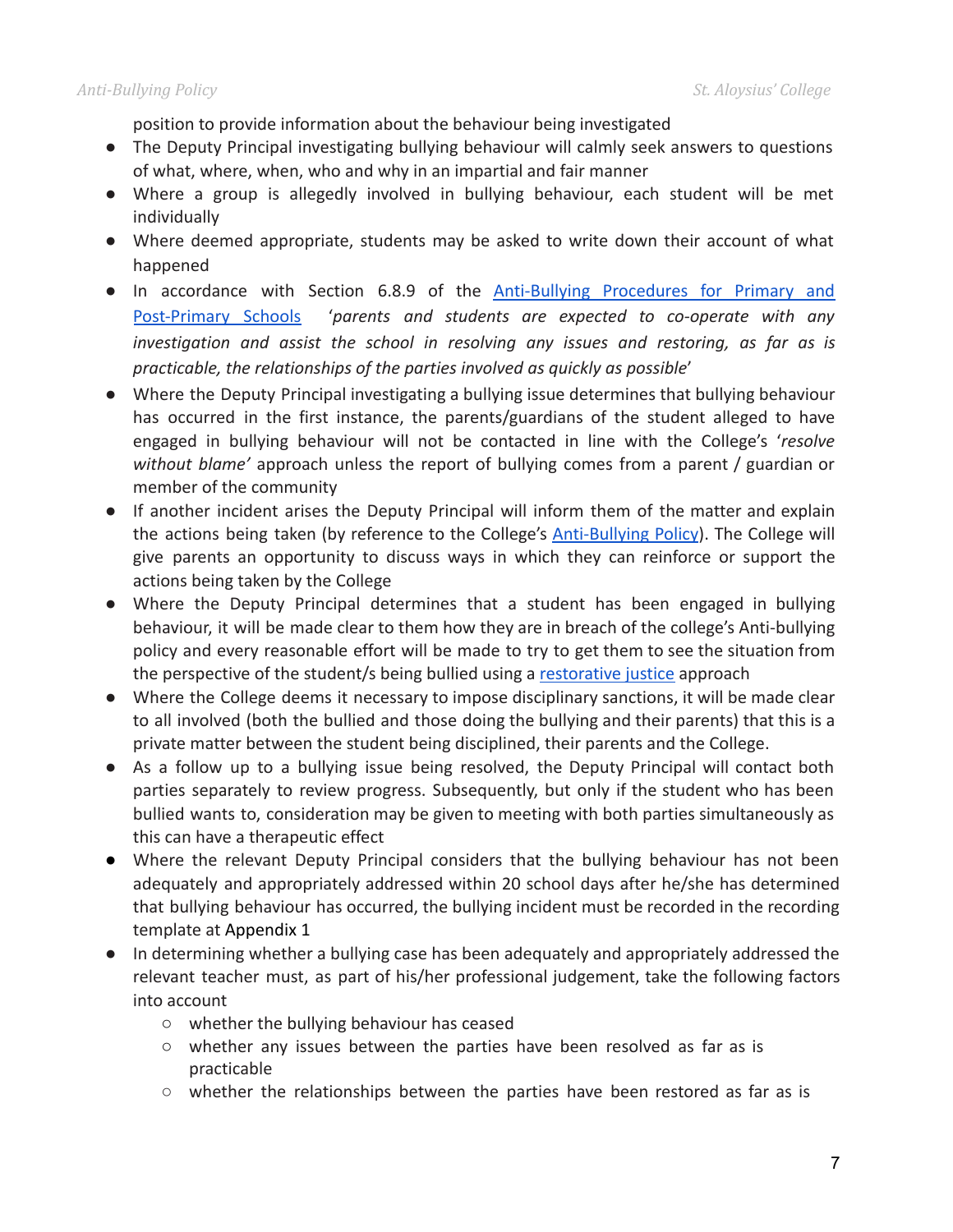position to provide information about the behaviour being investigated

- The Deputy Principal investigating bullying behaviour will calmly seek answers to questions of what, where, when, who and why in an impartial and fair manner
- Where a group is allegedly involved in bullying behaviour, each student will be met individually
- Where deemed appropriate, students may be asked to write down their account of what happened
- In accordance with Section 6.8.9 of the [Anti-Bullying Procedures for Primary and Post-Primary Schools](#) '*parents and students are expected to co-operate with any investigation and assist the school in resolving any issues and restoring, as far as is practicable, the relationships of the parties involved as quickly as possible*'
- Where the Deputy Principal investigating a bullying issue determines that bullying behaviour has occurred in the first instance, the parents/guardians of the student alleged to have engaged in bullying behaviour will not be contacted in line with the College's '*resolve without blame'* approach unless the report of bullying comes from a parent / guardian or member of the community
- If another incident arises the Deputy Principal will inform them of the matter and explain the actions being taken (by reference to the College's [Anti-Bullying Policy](#)). The College will give parents an opportunity to discuss ways in which they can reinforce or support the actions being taken by the College
- Where the Deputy Principal determines that a student has been engaged in bullying behaviour, it will be made clear to them how they are in breach of the college's Anti-bullying policy and every reasonable effort will be made to try to get them to see the situation from the perspective of the student/s being bullied using a [restorative justice](#) approach
- Where the College deems it necessary to impose disciplinary sanctions, it will be made clear to all involved (both the bullied and those doing the bullying and their parents) that this is a private matter between the student being disciplined, their parents and the College.
- As a follow up to a bullying issue being resolved, the Deputy Principal will contact both parties separately to review progress. Subsequently, but only if the student who has been bullied wants to, consideration may be given to meeting with both parties simultaneously as this can have a therapeutic effect
- Where the relevant Deputy Principal considers that the bullying behaviour has not been adequately and appropriately addressed within 20 school days after he/she has determined that bullying behaviour has occurred, the bullying incident must be recorded in the recording template at Appendix 1
- In determining whether a bullying case has been adequately and appropriately addressed the relevant teacher must, as part of his/her professional judgement, take the following factors into account
  - whether the bullying behaviour has ceased
  - whether any issues between the parties have been resolved as far as is practicable
  - whether the relationships between the parties have been restored as far as is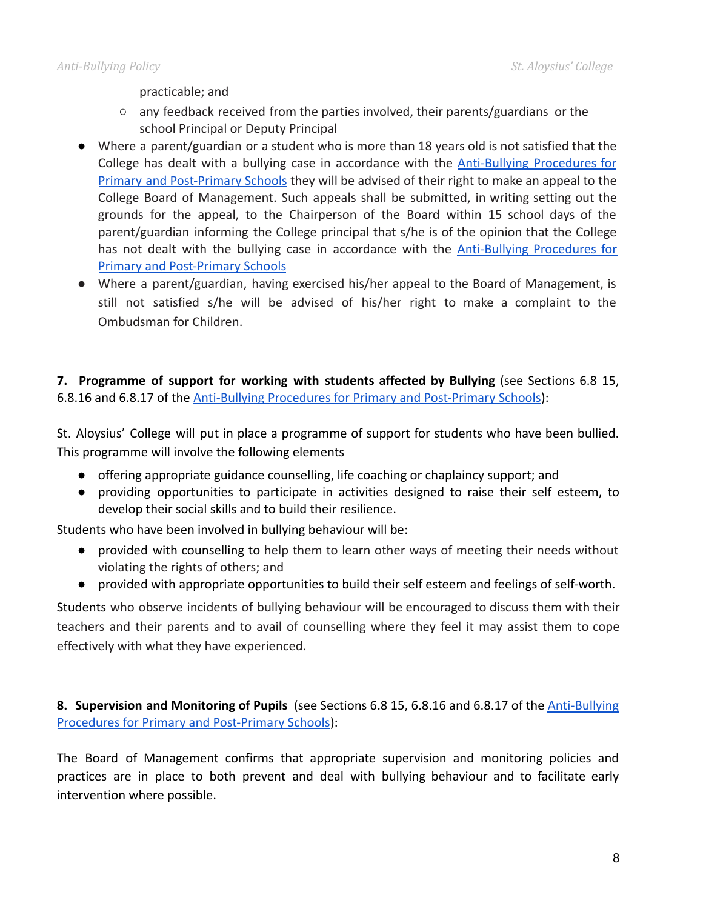practicable; and
    - any feedback received from the parties involved, their parents/guardians or the school Principal or Deputy Principal
- Where a parent/guardian or a student who is more than 18 years old is not satisfied that the College has dealt with a bullying case in accordance with the Anti-Bullying Procedures for Primary and Post-Primary Schools they will be advised of their right to make an appeal to the College Board of Management. Such appeals shall be submitted, in writing setting out the grounds for the appeal, to the Chairperson of the Board within 15 school days of the parent/guardian informing the College principal that s/he is of the opinion that the College has not dealt with the bullying case in accordance with the Anti-Bullying Procedures for Primary and Post-Primary Schools
- Where a parent/guardian, having exercised his/her appeal to the Board of Management, is still not satisfied s/he will be advised of his/her right to make a complaint to the Ombudsman for Children.

**7. Programme of support for working with students affected by Bullying** (see Sections 6.8 15, 6.8.16 and 6.8.17 of the Anti-Bullying Procedures for Primary and Post-Primary Schools):

St. Aloysius' College will put in place a programme of support for students who have been bullied. This programme will involve the following elements

- offering appropriate guidance counselling, life coaching or chaplaincy support; and
- providing opportunities to participate in activities designed to raise their self esteem, to develop their social skills and to build their resilience.

Students who have been involved in bullying behaviour will be:

- provided with counselling to help them to learn other ways of meeting their needs without violating the rights of others; and
- provided with appropriate opportunities to build their self esteem and feelings of self-worth.

Students who observe incidents of bullying behaviour will be encouraged to discuss them with their teachers and their parents and to avail of counselling where they feel it may assist them to cope effectively with what they have experienced.

**8. Supervision and Monitoring of Pupils** (see Sections 6.8 15, 6.8.16 and 6.8.17 of the Anti-Bullying Procedures for Primary and Post-Primary Schools):

The Board of Management confirms that appropriate supervision and monitoring policies and practices are in place to both prevent and deal with bullying behaviour and to facilitate early intervention where possible.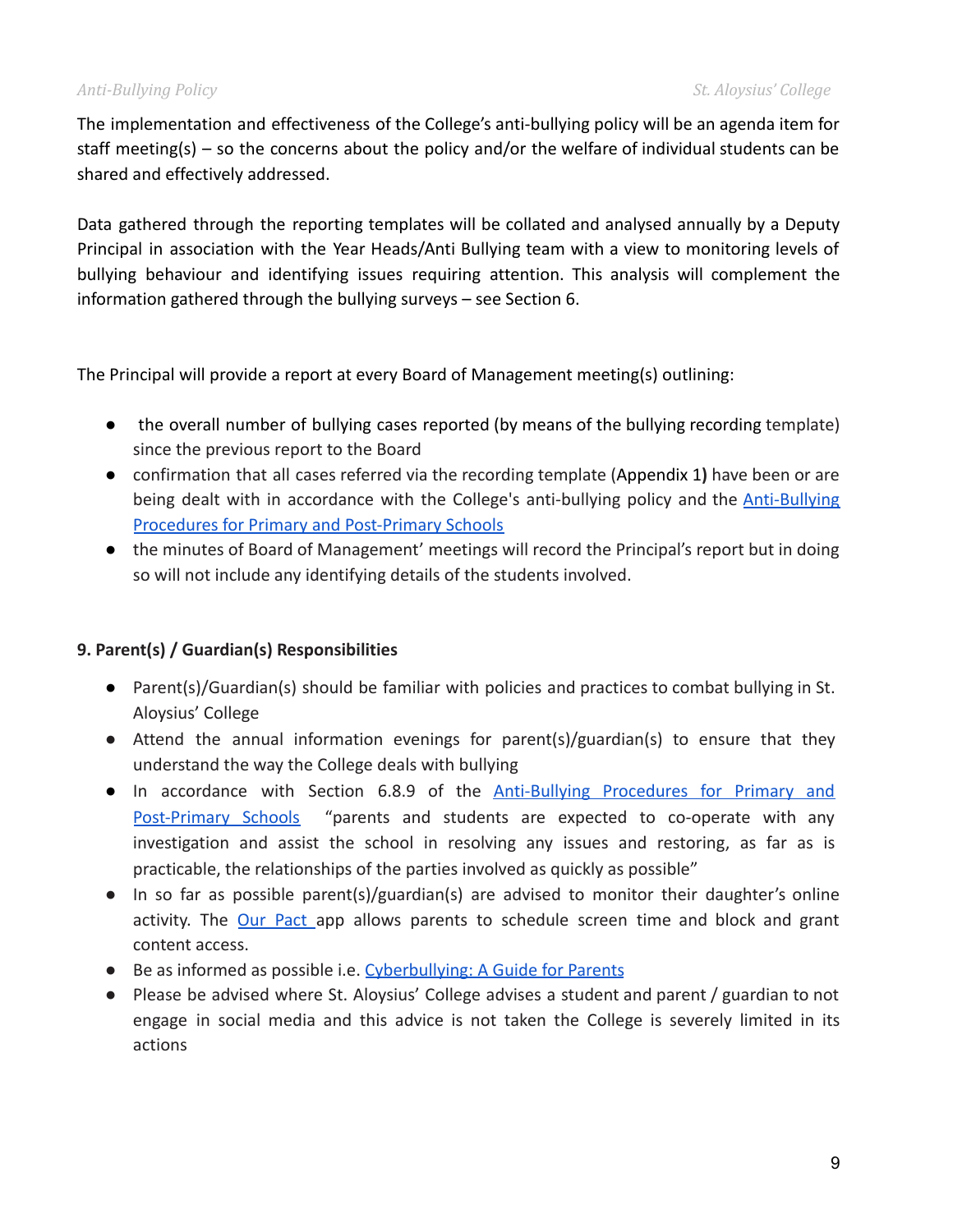The implementation and effectiveness of the College's anti-bullying policy will be an agenda item for staff meeting(s) – so the concerns about the policy and/or the welfare of individual students can be shared and effectively addressed.

Data gathered through the reporting templates will be collated and analysed annually by a Deputy Principal in association with the Year Heads/Anti Bullying team with a view to monitoring levels of bullying behaviour and identifying issues requiring attention. This analysis will complement the information gathered through the bullying surveys – see Section 6.

The Principal will provide a report at every Board of Management meeting(s) outlining:

- the overall number of bullying cases reported (by means of the bullying recording template) since the previous report to the Board
- confirmation that all cases referred via the recording template (Appendix 1**)** have been or are being dealt with in accordance with the College's anti-bullying policy and the [Anti-Bullying Procedures for Primary and Post-Primary Schools]
- the minutes of Board of Management' meetings will record the Principal's report but in doing so will not include any identifying details of the students involved.

**9. Parent(s) / Guardian(s) Responsibilities**

- Parent(s)/Guardian(s) should be familiar with policies and practices to combat bullying in St. Aloysius' College
- Attend the annual information evenings for parent(s)/guardian(s) to ensure that they understand the way the College deals with bullying
- In accordance with Section 6.8.9 of the [Anti-Bullying Procedures for Primary and Post-Primary Schools] "parents and students are expected to co-operate with any investigation and assist the school in resolving any issues and restoring, as far as is practicable, the relationships of the parties involved as quickly as possible"
- In so far as possible parent(s)/guardian(s) are advised to monitor their daughter's online activity. The [Our Pact] app allows parents to schedule screen time and block and grant content access.
- Be as informed as possible i.e. [Cyberbullying: A Guide for Parents]
- Please be advised where St. Aloysius' College advises a student and parent / guardian to not engage in social media and this advice is not taken the College is severely limited in its actions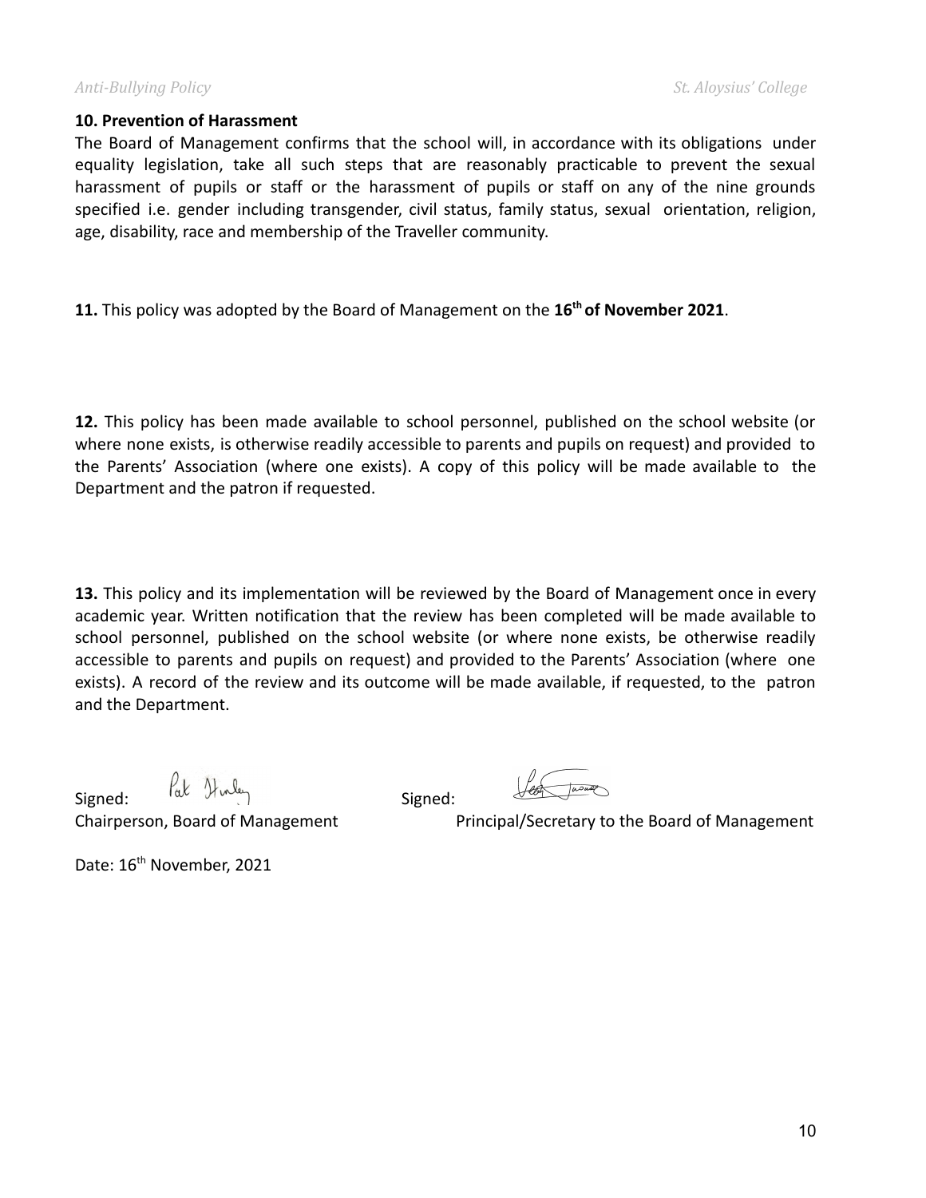**10. Prevention of Harassment**

The Board of Management confirms that the school will, in accordance with its obligations under equality legislation, take all such steps that are reasonably practicable to prevent the sexual harassment of pupils or staff or the harassment of pupils or staff on any of the nine grounds specified i.e. gender including transgender, civil status, family status, sexual orientation, religion, age, disability, race and membership of the Traveller community.

**11.** This policy was adopted by the Board of Management on the **16th of November 2021**.

**12.** This policy has been made available to school personnel, published on the school website (or where none exists, is otherwise readily accessible to parents and pupils on request) and provided to the Parents' Association (where one exists). A copy of this policy will be made available to the Department and the patron if requested.

**13.** This policy and its implementation will be reviewed by the Board of Management once in every academic year. Written notification that the review has been completed will be made available to school personnel, published on the school website (or where none exists, be otherwise readily accessible to parents and pupils on request) and provided to the Parents' Association (where one exists). A record of the review and its outcome will be made available, if requested, to the patron and the Department.

Signed: Pat Hurley
Chairperson, Board of Management

Signed:
Principal/Secretary to the Board of Management

Date: 16th November, 2021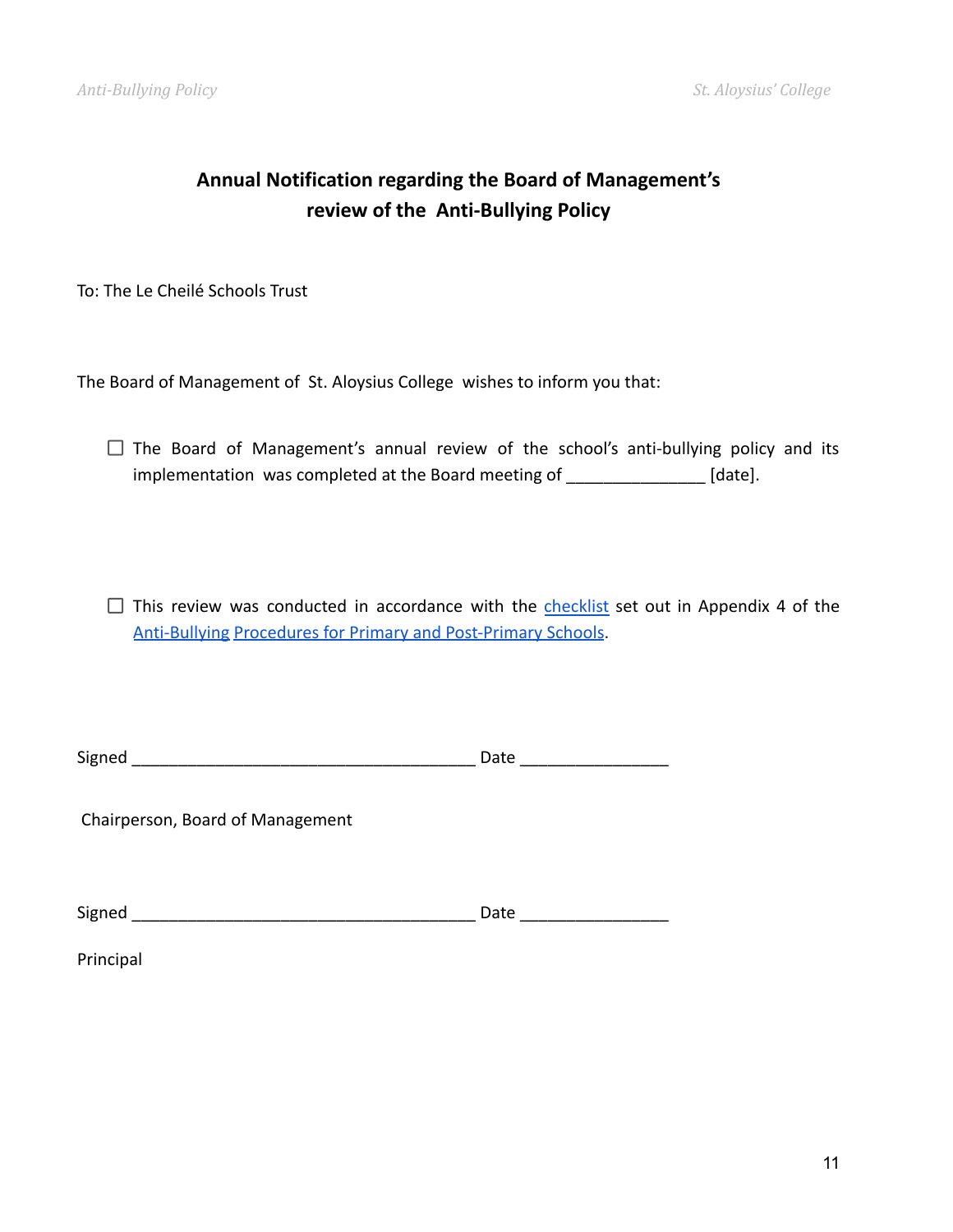## Annual Notification regarding the Board of Management's review of the Anti-Bullying Policy

To: The Le Cheilé Schools Trust

The Board of Management of St. Aloysius College wishes to inform you that:

- ☐ The Board of Management's annual review of the school's anti-bullying policy and its implementation was completed at the Board meeting of _______________ [date].

- ☐ This review was conducted in accordance with the checklist set out in Appendix 4 of the Anti-Bullying Procedures for Primary and Post-Primary Schools.

Signed ______________________________________ Date ________________

Chairperson, Board of Management

Signed ______________________________________ Date ________________

Principal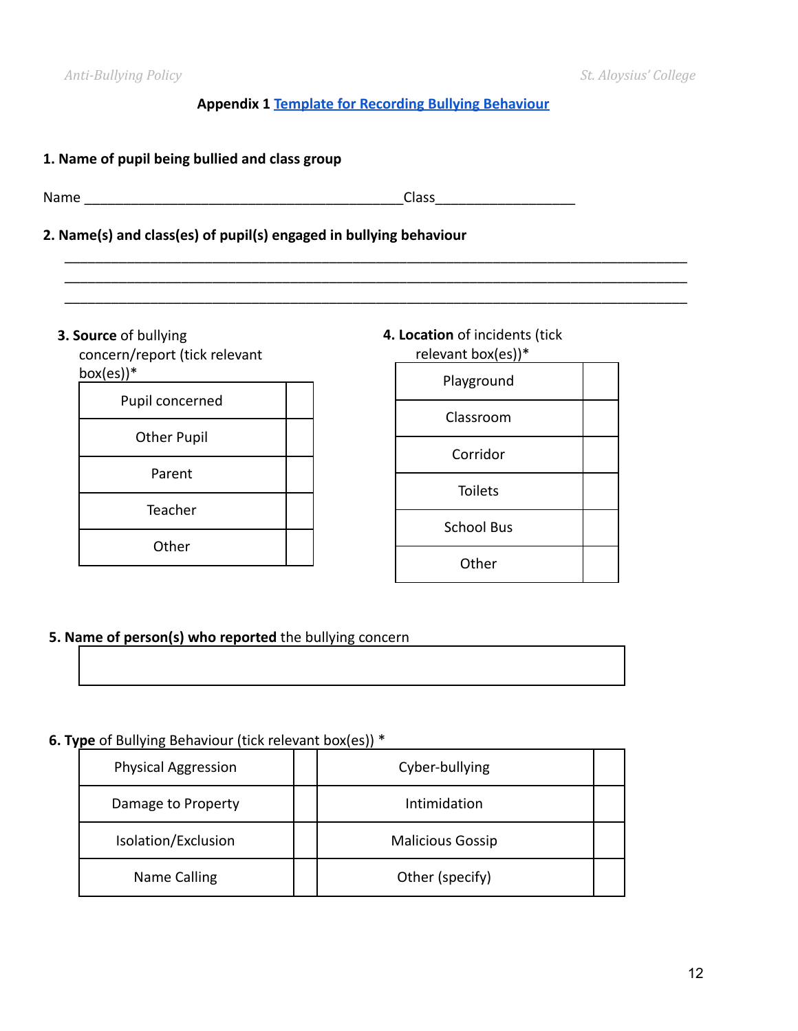**Appendix 1** [Template for Recording Bullying Behaviour]()

**1. Name of pupil being bullied and class group**

Name ________________________________________Class_________________

**2. Name(s) and class(es) of pupil(s) engaged in bullying behaviour**

______________________________________________________________________________
______________________________________________________________________________
______________________________________________________________________________

**3. Source** of bullying concern/report (tick relevant box(es))*

| Pupil concerned | |
|---|---|
| Other Pupil | |
| Parent | |
| Teacher | |
| Other | |

**4. Location** of incidents (tick relevant box(es))*

| Playground | |
|---|---|
| Classroom | |
| Corridor | |
| Toilets | |
| School Bus | |
| Other | |

**5. Name of person(s) who reported** the bullying concern

| |
|---|
| |

**6. Type** of Bullying Behaviour (tick relevant box(es)) *

| Physical Aggression | | Cyber-bullying | |
|---|---|---|---|
| Damage to Property | | Intimidation | |
| Isolation/Exclusion | | Malicious Gossip | |
| Name Calling | | Other (specify) | |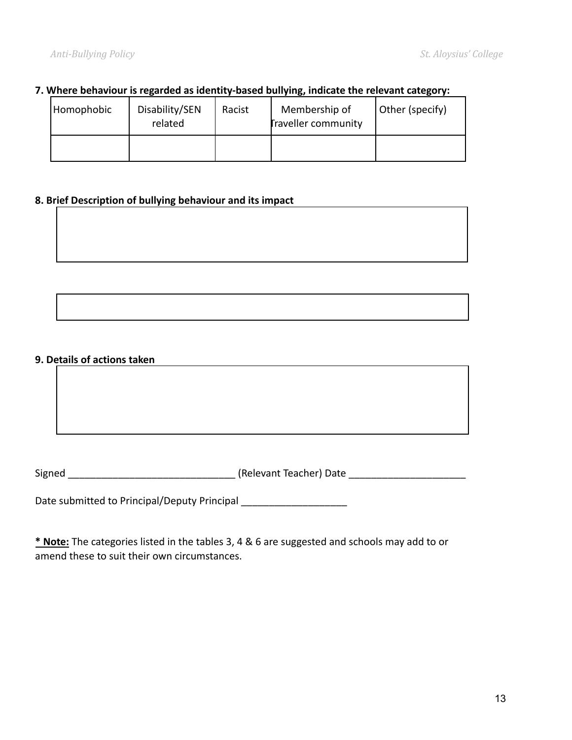**7. Where behaviour is regarded as identity-based bullying, indicate the relevant category:**

| Homophobic | Disability/SEN related | Racist | Membership of Traveller community | Other (specify) |
|---|---|---|---|---|
| | | | | |

**8. Brief Description of bullying behaviour and its impact**

**9. Details of actions taken**

Signed ______________________________ (Relevant Teacher) Date _____________________

Date submitted to Principal/Deputy Principal ___________________

**<u>* Note:</u>** The categories listed in the tables 3, 4 & 6 are suggested and schools may add to or amend these to suit their own circumstances.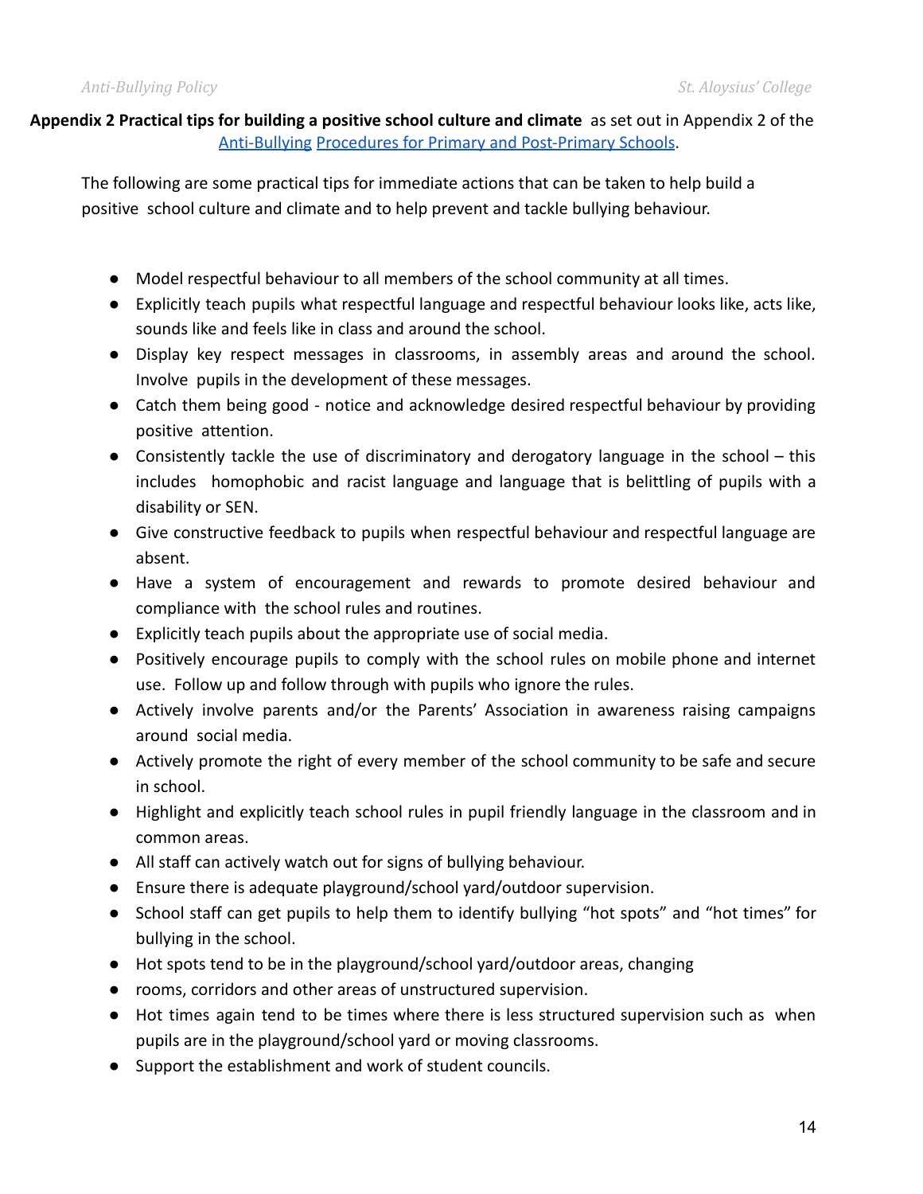**Appendix 2 Practical tips for building a positive school culture and climate** as set out in Appendix 2 of the [Anti-Bullying Procedures for Primary and Post-Primary Schools](Anti-Bullying Procedures for Primary and Post-Primary Schools).

The following are some practical tips for immediate actions that can be taken to help build a positive school culture and climate and to help prevent and tackle bullying behaviour.

- Model respectful behaviour to all members of the school community at all times.
- Explicitly teach pupils what respectful language and respectful behaviour looks like, acts like, sounds like and feels like in class and around the school.
- Display key respect messages in classrooms, in assembly areas and around the school. Involve pupils in the development of these messages.
- Catch them being good - notice and acknowledge desired respectful behaviour by providing positive attention.
- Consistently tackle the use of discriminatory and derogatory language in the school – this includes homophobic and racist language and language that is belittling of pupils with a disability or SEN.
- Give constructive feedback to pupils when respectful behaviour and respectful language are absent.
- Have a system of encouragement and rewards to promote desired behaviour and compliance with the school rules and routines.
- Explicitly teach pupils about the appropriate use of social media.
- Positively encourage pupils to comply with the school rules on mobile phone and internet use. Follow up and follow through with pupils who ignore the rules.
- Actively involve parents and/or the Parents' Association in awareness raising campaigns around social media.
- Actively promote the right of every member of the school community to be safe and secure in school.
- Highlight and explicitly teach school rules in pupil friendly language in the classroom and in common areas.
- All staff can actively watch out for signs of bullying behaviour.
- Ensure there is adequate playground/school yard/outdoor supervision.
- School staff can get pupils to help them to identify bullying "hot spots" and "hot times" for bullying in the school.
- Hot spots tend to be in the playground/school yard/outdoor areas, changing
- rooms, corridors and other areas of unstructured supervision.
- Hot times again tend to be times where there is less structured supervision such as when pupils are in the playground/school yard or moving classrooms.
- Support the establishment and work of student councils.